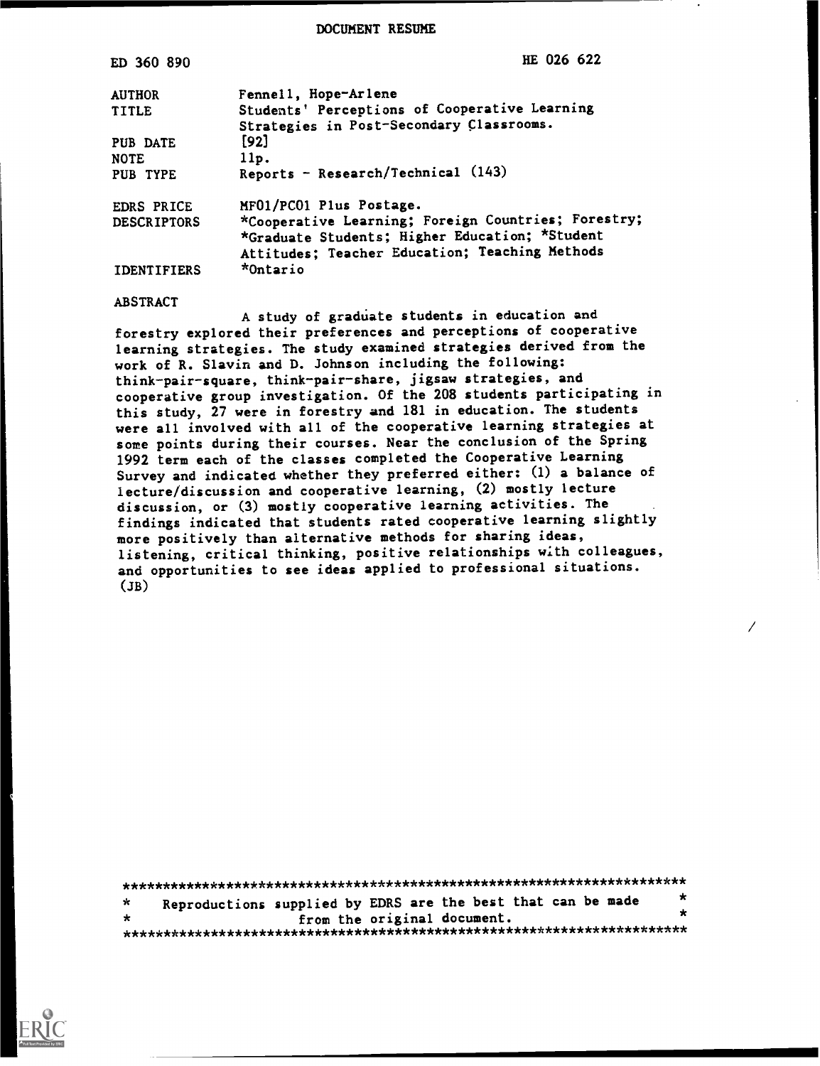DOCUMENT RESUME

| | |
|---|---|
| ED 360 890 | HE 026 622 |
| AUTHOR | Fennell, Hope-Arlene |
| TITLE | Students' Perceptions of Cooperative Learning Strategies in Post-Secondary Classrooms. |
| PUB DATE | [92] |
| NOTE | 11p. |
| PUB TYPE | Reports - Research/Technical (143) |
| EDRS PRICE | MF01/PC01 Plus Postage. |
| DESCRIPTORS | *Cooperative Learning; Foreign Countries; Forestry; *Graduate Students; Higher Education; *Student Attitudes; Teacher Education; Teaching Methods |
| IDENTIFIERS | *Ontario |

ABSTRACT

A study of graduate students in education and forestry explored their preferences and perceptions of cooperative learning strategies. The study examined strategies derived from the work of R. Slavin and D. Johnson including the following: think-pair-square, think-pair-share, jigsaw strategies, and cooperative group investigation. Of the 208 students participating in this study, 27 were in forestry and 181 in education. The students were all involved with all of the cooperative learning strategies at some points during their courses. Near the conclusion of the Spring 1992 term each of the classes completed the Cooperative Learning Survey and indicated whether they preferred either: (1) a balance of lecture/discussion and cooperative learning, (2) mostly lecture discussion, or (3) mostly cooperative learning activities. The findings indicated that students rated cooperative learning slightly more positively than alternative methods for sharing ideas, listening, critical thinking, positive relationships with colleagues, and opportunities to see ideas applied to professional situations. (JB)

***********************************************************************
* Reproductions supplied by EDRS are the best that can be made *
* from the original document. *
***********************************************************************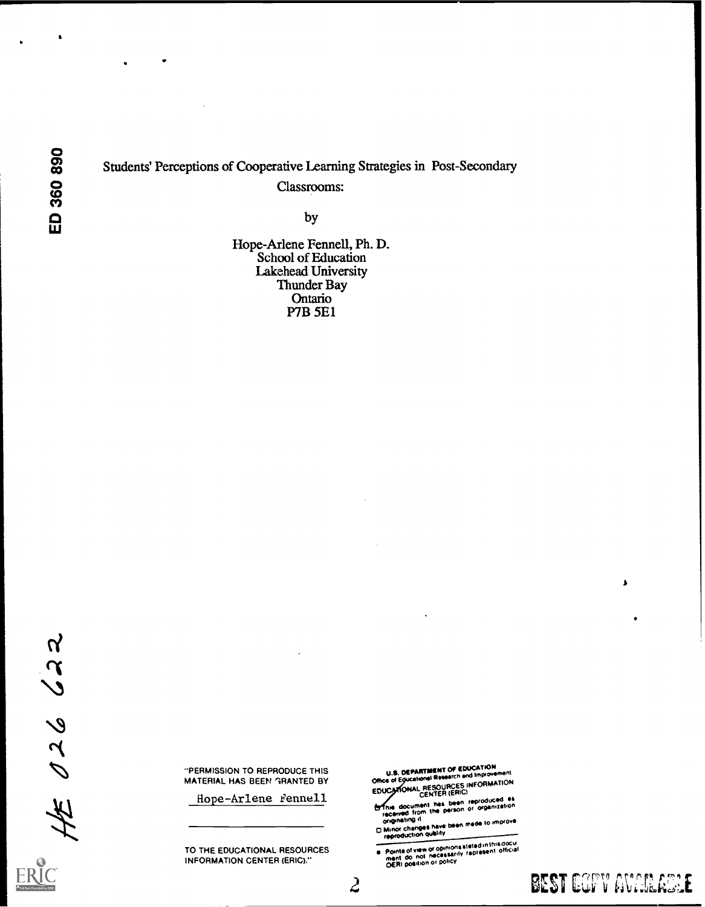ED 360 890

Students' Perceptions of Cooperative Learning Strategies in Post-Secondary Classrooms:

by

Hope-Arlene Fennell, Ph. D.
School of Education
Lakehead University
Thunder Bay
Ontario
P7B 5E1

HE 026 622

"PERMISSION TO REPRODUCE THIS MATERIAL HAS BEEN GRANTED BY

Hope-Arlene Fennell

TO THE EDUCATIONAL RESOURCES INFORMATION CENTER (ERIC)."

U.S. DEPARTMENT OF EDUCATION
Office of Educational Research and Improvement
EDUCATIONAL RESOURCES INFORMATION CENTER (ERIC)

- This document has been reproduced as received from the person or organization originating it
- Minor changes have been made to improve reproduction quality
- Points of view or opinions stated in this document do not necessarily represent official OERI position or policy

BEST COPY AVAILABLE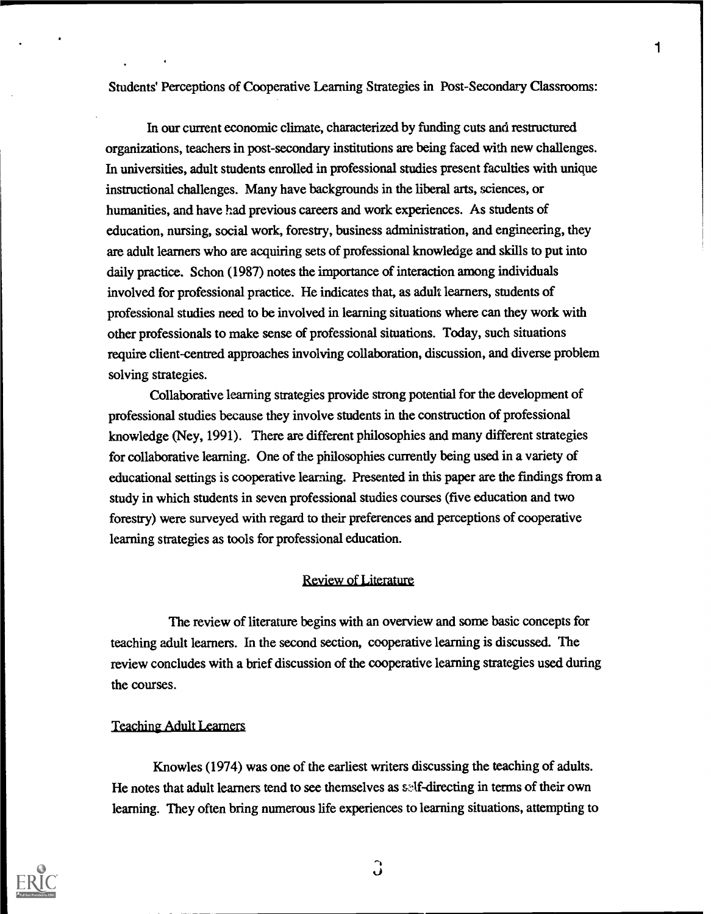Students' Perceptions of Cooperative Learning Strategies in Post-Secondary Classrooms:

In our current economic climate, characterized by funding cuts and restructured organizations, teachers in post-secondary institutions are being faced with new challenges. In universities, adult students enrolled in professional studies present faculties with unique instructional challenges. Many have backgrounds in the liberal arts, sciences, or humanities, and have had previous careers and work experiences. As students of education, nursing, social work, forestry, business administration, and engineering, they are adult learners who are acquiring sets of professional knowledge and skills to put into daily practice. Schon (1987) notes the importance of interaction among individuals involved for professional practice. He indicates that, as adult learners, students of professional studies need to be involved in learning situations where can they work with other professionals to make sense of professional situations. Today, such situations require client-centred approaches involving collaboration, discussion, and diverse problem solving strategies.

Collaborative learning strategies provide strong potential for the development of professional studies because they involve students in the construction of professional knowledge (Ney, 1991). There are different philosophies and many different strategies for collaborative learning. One of the philosophies currently being used in a variety of educational settings is cooperative learning. Presented in this paper are the findings from a study in which students in seven professional studies courses (five education and two forestry) were surveyed with regard to their preferences and perceptions of cooperative learning strategies as tools for professional education.

## Review of Literature

The review of literature begins with an overview and some basic concepts for teaching adult learners. In the second section, cooperative learning is discussed. The review concludes with a brief discussion of the cooperative learning strategies used during the courses.

### Teaching Adult Learners

Knowles (1974) was one of the earliest writers discussing the teaching of adults. He notes that adult learners tend to see themselves as self-directing in terms of their own learning. They often bring numerous life experiences to learning situations, attempting to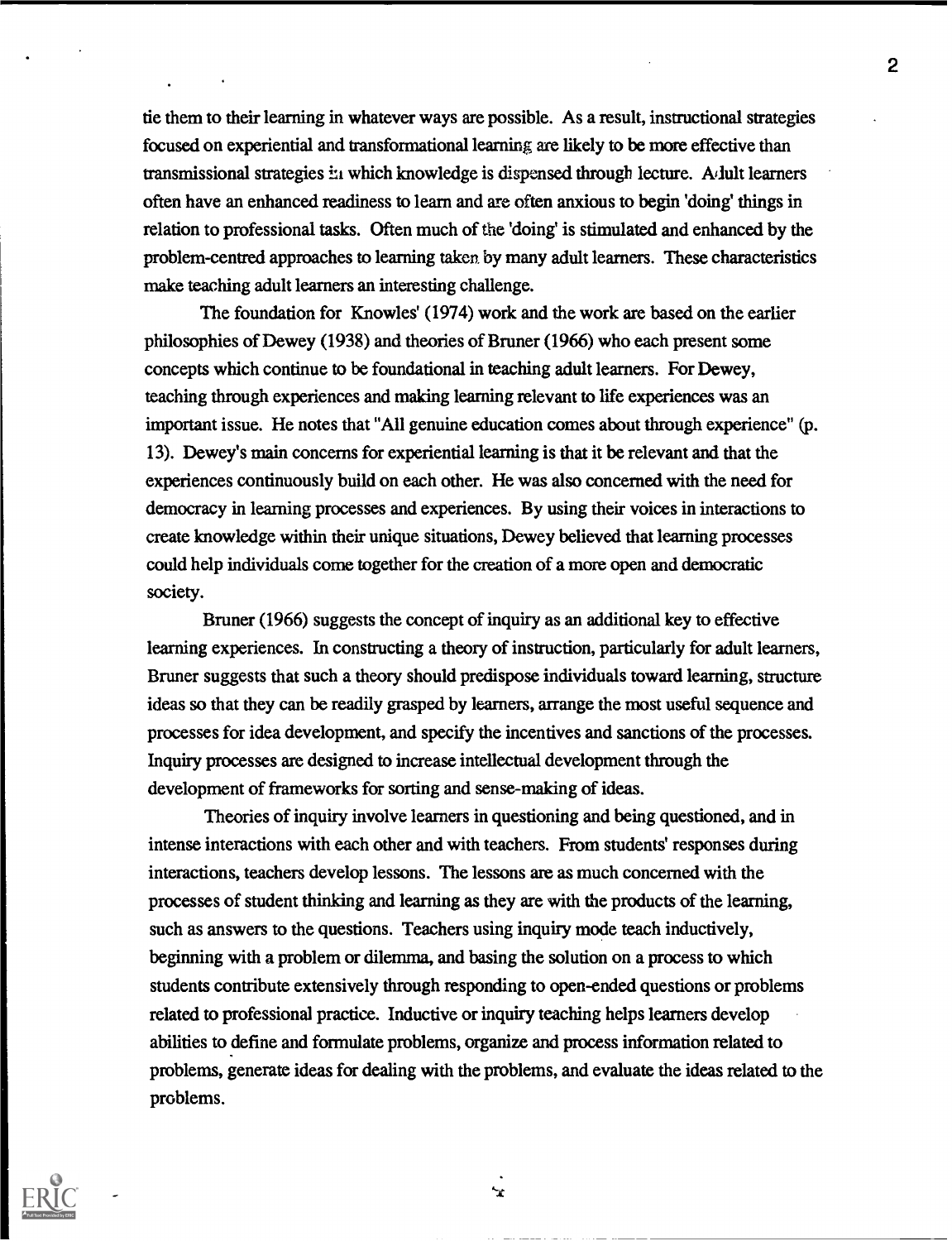tie them to their learning in whatever ways are possible. As a result, instructional strategies focused on experiential and transformational learning are likely to be more effective than transmissional strategies in which knowledge is dispensed through lecture. Adult learners often have an enhanced readiness to learn and are often anxious to begin 'doing' things in relation to professional tasks. Often much of the 'doing' is stimulated and enhanced by the problem-centred approaches to learning taken by many adult learners. These characteristics make teaching adult learners an interesting challenge.

The foundation for Knowles' (1974) work and the work are based on the earlier philosophies of Dewey (1938) and theories of Bruner (1966) who each present some concepts which continue to be foundational in teaching adult learners. For Dewey, teaching through experiences and making learning relevant to life experiences was an important issue. He notes that "All genuine education comes about through experience" (p. 13). Dewey's main concerns for experiential learning is that it be relevant and that the experiences continuously build on each other. He was also concerned with the need for democracy in learning processes and experiences. By using their voices in interactions to create knowledge within their unique situations, Dewey believed that learning processes could help individuals come together for the creation of a more open and democratic society.

Bruner (1966) suggests the concept of inquiry as an additional key to effective learning experiences. In constructing a theory of instruction, particularly for adult learners, Bruner suggests that such a theory should predispose individuals toward learning, structure ideas so that they can be readily grasped by learners, arrange the most useful sequence and processes for idea development, and specify the incentives and sanctions of the processes. Inquiry processes are designed to increase intellectual development through the development of frameworks for sorting and sense-making of ideas.

Theories of inquiry involve learners in questioning and being questioned, and in intense interactions with each other and with teachers. From students' responses during interactions, teachers develop lessons. The lessons are as much concerned with the processes of student thinking and learning as they are with the products of the learning, such as answers to the questions. Teachers using inquiry mode teach inductively, beginning with a problem or dilemma, and basing the solution on a process to which students contribute extensively through responding to open-ended questions or problems related to professional practice. Inductive or inquiry teaching helps learners develop abilities to define and formulate problems, organize and process information related to problems, generate ideas for dealing with the problems, and evaluate the ideas related to the problems.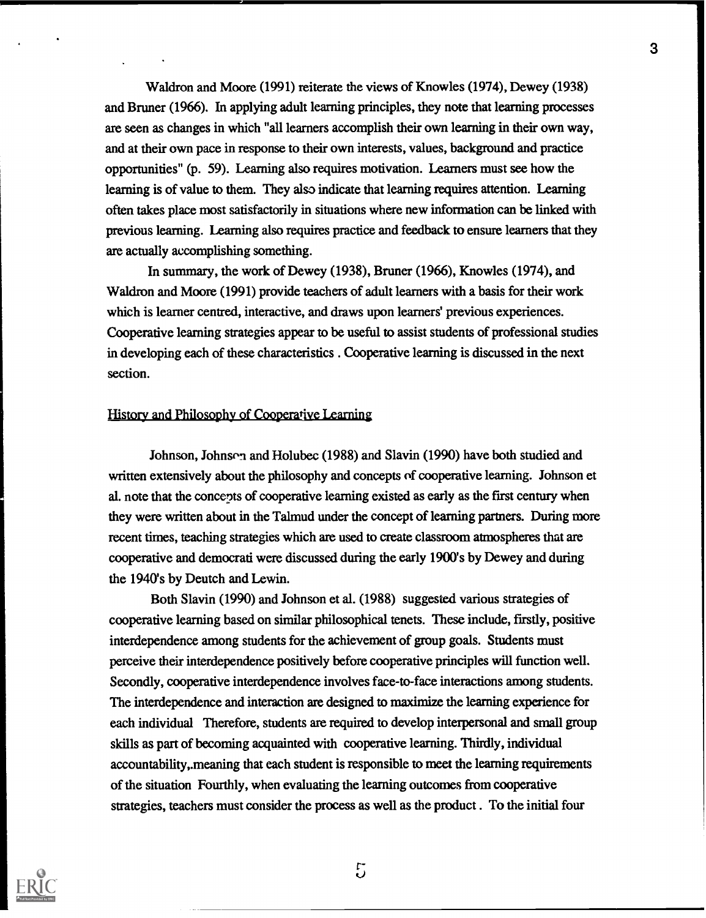Waldron and Moore (1991) reiterate the views of Knowles (1974), Dewey (1938) and Bruner (1966). In applying adult learning principles, they note that learning processes are seen as changes in which "all learners accomplish their own learning in their own way, and at their own pace in response to their own interests, values, background and practice opportunities" (p. 59). Learning also requires motivation. Learners must see how the learning is of value to them. They also indicate that learning requires attention. Learning often takes place most satisfactorily in situations where new information can be linked with previous learning. Learning also requires practice and feedback to ensure learners that they are actually accomplishing something.

In summary, the work of Dewey (1938), Bruner (1966), Knowles (1974), and Waldron and Moore (1991) provide teachers of adult learners with a basis for their work which is learner centred, interactive, and draws upon learners' previous experiences. Cooperative learning strategies appear to be useful to assist students of professional studies in developing each of these characteristics . Cooperative learning is discussed in the next section.

## History and Philosophy of Cooperative Learning

Johnson, Johnson and Holubec (1988) and Slavin (1990) have both studied and written extensively about the philosophy and concepts of cooperative learning. Johnson et al. note that the concepts of cooperative learning existed as early as the first century when they were written about in the Talmud under the concept of learning partners. During more recent times, teaching strategies which are used to create classroom atmospheres that are cooperative and democrati were discussed during the early 1900's by Dewey and during the 1940's by Deutch and Lewin.

Both Slavin (1990) and Johnson et al. (1988) suggested various strategies of cooperative learning based on similar philosophical tenets. These include, firstly, positive interdependence among students for the achievement of group goals. Students must perceive their interdependence positively before cooperative principles will function well. Secondly, cooperative interdependence involves face-to-face interactions among students. The interdependence and interaction are designed to maximize the learning experience for each individual Therefore, students are required to develop interpersonal and small group skills as part of becoming acquainted with cooperative learning. Thirdly, individual accountability,.meaning that each student is responsible to meet the learning requirements of the situation Fourthly, when evaluating the learning outcomes from cooperative strategies, teachers must consider the process as well as the product . To the initial four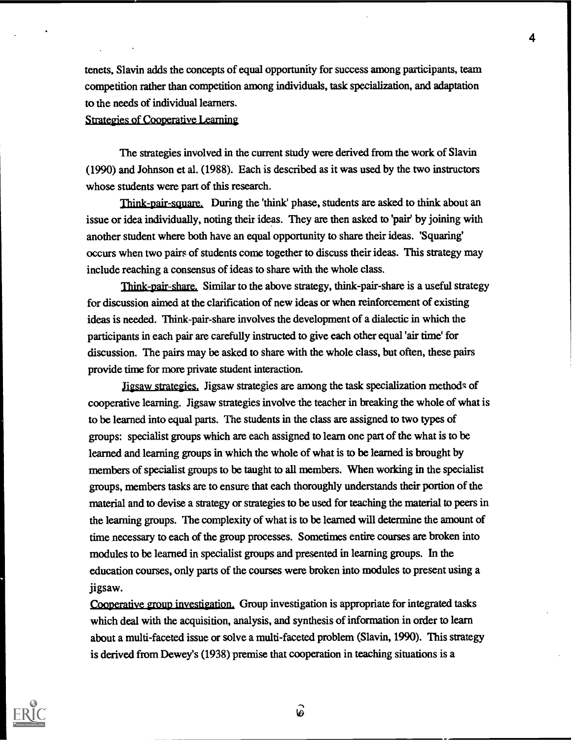tenets, Slavin adds the concepts of equal opportunity for success among participants, team competition rather than competition among individuals, task specialization, and adaptation to the needs of individual learners.

## Strategies of Cooperative Learning

The strategies involved in the current study were derived from the work of Slavin (1990) and Johnson et al. (1988). Each is described as it was used by the two instructors whose students were part of this research.

Think-pair-square. During the 'think' phase, students are asked to think about an issue or idea individually, noting their ideas. They are then asked to 'pair' by joining with another student where both have an equal opportunity to share their ideas. 'Squaring' occurs when two pairs of students come together to discuss their ideas. This strategy may include reaching a consensus of ideas to share with the whole class.

Think-pair-share. Similar to the above strategy, think-pair-share is a useful strategy for discussion aimed at the clarification of new ideas or when reinforcement of existing ideas is needed. Think-pair-share involves the development of a dialectic in which the participants in each pair are carefully instructed to give each other equal 'air time' for discussion. The pairs may be asked to share with the whole class, but often, these pairs provide time for more private student interaction.

Jigsaw strategies. Jigsaw strategies are among the task specialization methods of cooperative learning. Jigsaw strategies involve the teacher in breaking the whole of what is to be learned into equal parts. The students in the class are assigned to two types of groups: specialist groups which are each assigned to learn one part of the what is to be learned and learning groups in which the whole of what is to be learned is brought by members of specialist groups to be taught to all members. When working in the specialist groups, members tasks are to ensure that each thoroughly understands their portion of the material and to devise a strategy or strategies to be used for teaching the material to peers in the learning groups. The complexity of what is to be learned will determine the amount of time necessary to each of the group processes. Sometimes entire courses are broken into modules to be learned in specialist groups and presented in learning groups. In the education courses, only parts of the courses were broken into modules to present using a jigsaw.

Cooperative group investigation. Group investigation is appropriate for integrated tasks which deal with the acquisition, analysis, and synthesis of information in order to learn about a multi-faceted issue or solve a multi-faceted problem (Slavin, 1990). This strategy is derived from Dewey's (1938) premise that cooperation in teaching situations is a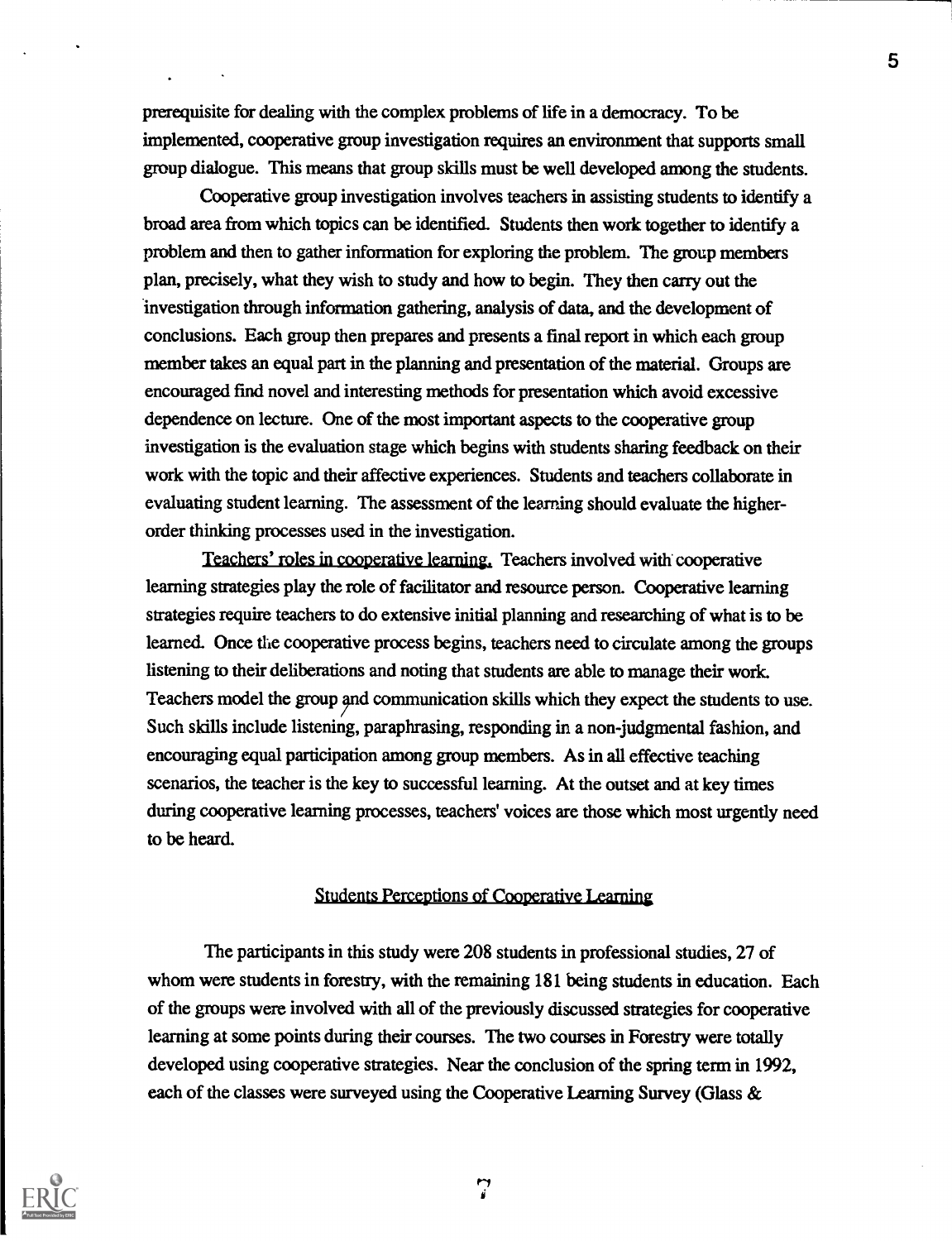prerequisite for dealing with the complex problems of life in a democracy. To be implemented, cooperative group investigation requires an environment that supports small group dialogue. This means that group skills must be well developed among the students.

Cooperative group investigation involves teachers in assisting students to identify a broad area from which topics can be identified. Students then work together to identify a problem and then to gather information for exploring the problem. The group members plan, precisely, what they wish to study and how to begin. They then carry out the investigation through information gathering, analysis of data, and the development of conclusions. Each group then prepares and presents a final report in which each group member takes an equal part in the planning and presentation of the material. Groups are encouraged find novel and interesting methods for presentation which avoid excessive dependence on lecture. One of the most important aspects to the cooperative group investigation is the evaluation stage which begins with students sharing feedback on their work with the topic and their affective experiences. Students and teachers collaborate in evaluating student learning. The assessment of the learning should evaluate the higher-order thinking processes used in the investigation.

Teachers' roles in cooperative learning. Teachers involved with cooperative learning strategies play the role of facilitator and resource person. Cooperative learning strategies require teachers to do extensive initial planning and researching of what is to be learned. Once the cooperative process begins, teachers need to circulate among the groups listening to their deliberations and noting that students are able to manage their work. Teachers model the group and communication skills which they expect the students to use. Such skills include listening, paraphrasing, responding in a non-judgmental fashion, and encouraging equal participation among group members. As in all effective teaching scenarios, the teacher is the key to successful learning. At the outset and at key times during cooperative learning processes, teachers' voices are those which most urgently need to be heard.

## Students Perceptions of Cooperative Learning

The participants in this study were 208 students in professional studies, 27 of whom were students in forestry, with the remaining 181 being students in education. Each of the groups were involved with all of the previously discussed strategies for cooperative learning at some points during their courses. The two courses in Forestry were totally developed using cooperative strategies. Near the conclusion of the spring term in 1992, each of the classes were surveyed using the Cooperative Learning Survey (Glass &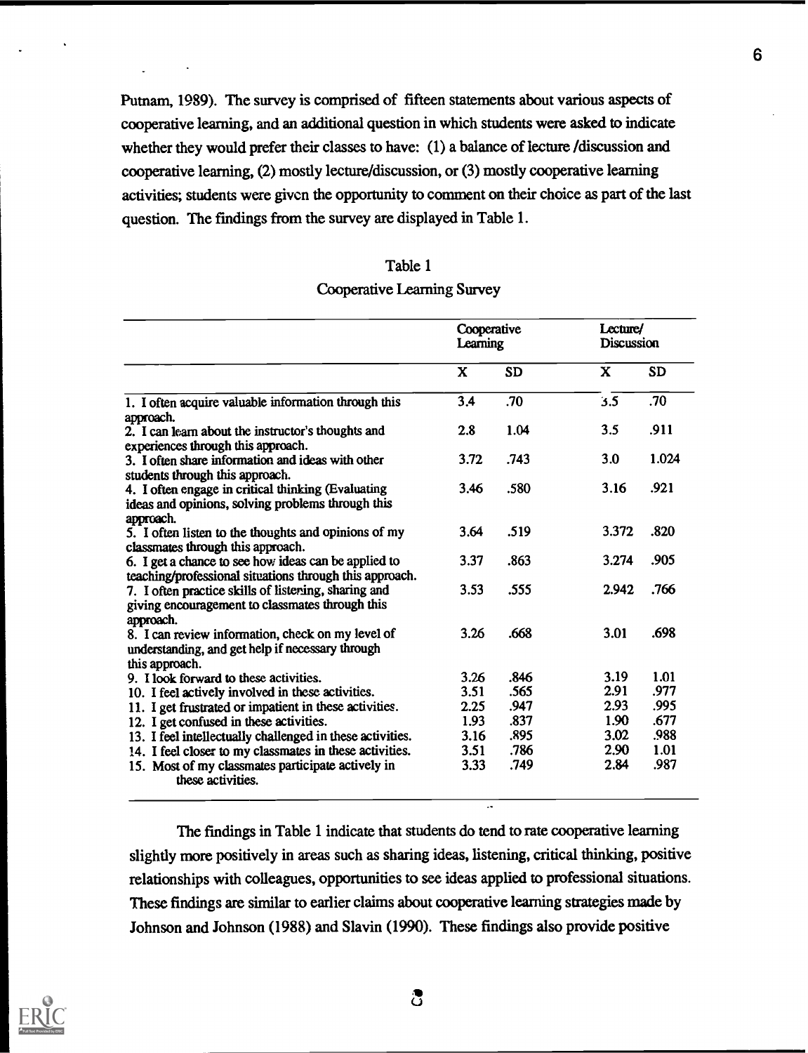Putnam, 1989). The survey is comprised of fifteen statements about various aspects of cooperative learning, and an additional question in which students were asked to indicate whether they would prefer their classes to have: (1) a balance of lecture /discussion and cooperative learning, (2) mostly lecture/discussion, or (3) mostly cooperative learning activities; students were given the opportunity to comment on their choice as part of the last question. The findings from the survey are displayed in Table 1.

Table 1
Cooperative Learning Survey

| | Cooperative Learning | | Lecture/ Discussion | |
|---|---|---|---|---|
| | X | SD | X | SD |
| 1. I often acquire valuable information through this approach. | 3.4 | .70 | 3.5 | .70 |
| 2. I can learn about the instructor's thoughts and experiences through this approach. | 2.8 | 1.04 | 3.5 | .911 |
| 3. I often share information and ideas with other students through this approach. | 3.72 | .743 | 3.0 | 1.024 |
| 4. I often engage in critical thinking (Evaluating ideas and opinions, solving problems through this approach. | 3.46 | .580 | 3.16 | .921 |
| 5. I often listen to the thoughts and opinions of my classmates through this approach. | 3.64 | .519 | 3.372 | .820 |
| 6. I get a chance to see how ideas can be applied to teaching/professional situations through this approach. | 3.37 | .863 | 3.274 | .905 |
| 7. I often practice skills of listening, sharing and giving encouragement to classmates through this approach. | 3.53 | .555 | 2.942 | .766 |
| 8. I can review information, check on my level of understanding, and get help if necessary through this approach. | 3.26 | .668 | 3.01 | .698 |
| 9. I look forward to these activities. | 3.26 | .846 | 3.19 | 1.01 |
| 10. I feel actively involved in these activities. | 3.51 | .565 | 2.91 | .977 |
| 11. I get frustrated or impatient in these activities. | 2.25 | .947 | 2.93 | .995 |
| 12. I get confused in these activities. | 1.93 | .837 | 1.90 | .677 |
| 13. I feel intellectually challenged in these activities. | 3.16 | .895 | 3.02 | .988 |
| 14. I feel closer to my classmates in these activities. | 3.51 | .786 | 2.90 | 1.01 |
| 15. Most of my classmates participate actively in these activities. | 3.33 | .749 | 2.84 | .987 |

The findings in Table 1 indicate that students do tend to rate cooperative learning slightly more positively in areas such as sharing ideas, listening, critical thinking, positive relationships with colleagues, opportunities to see ideas applied to professional situations. These findings are similar to earlier claims about cooperative learning strategies made by Johnson and Johnson (1988) and Slavin (1990). These findings also provide positive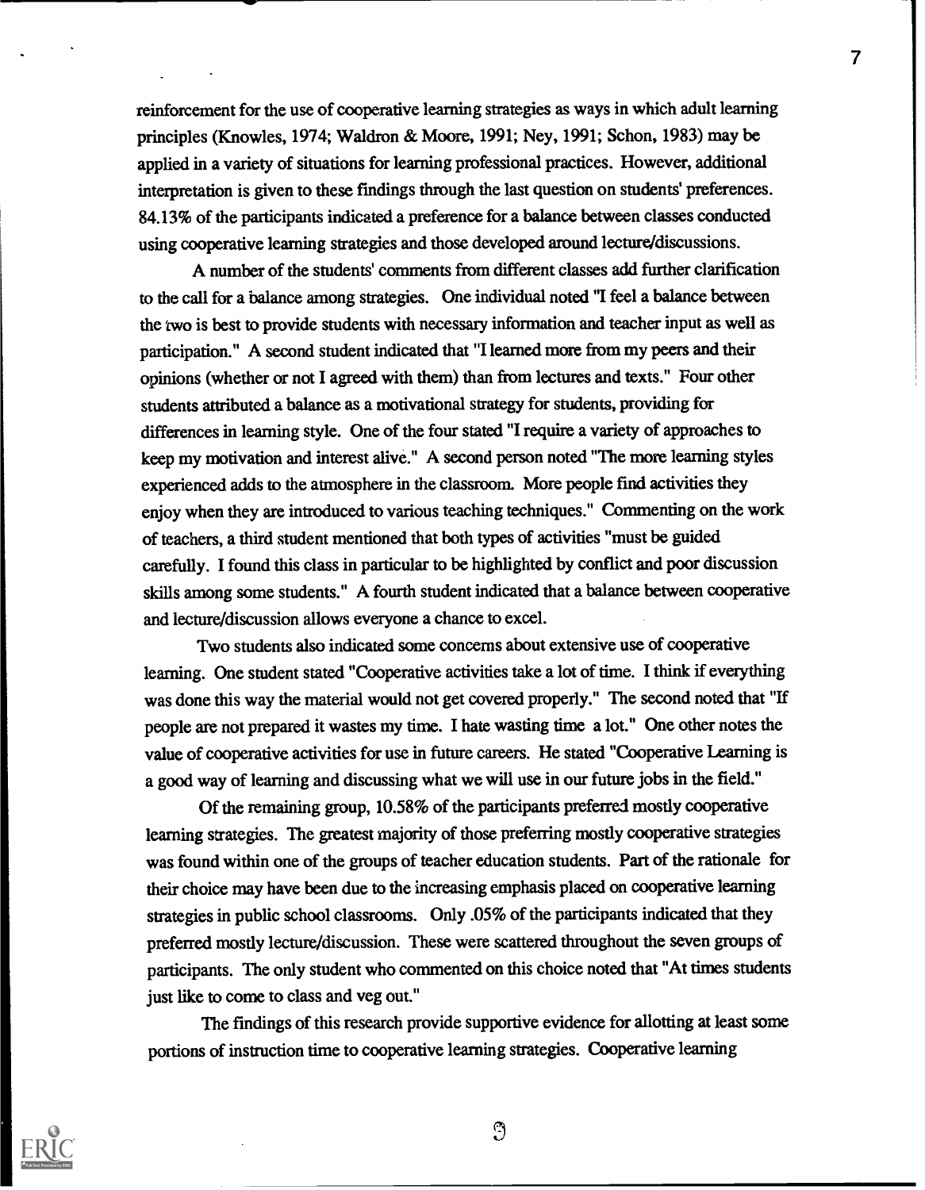reinforcement for the use of cooperative learning strategies as ways in which adult learning principles (Knowles, 1974; Waldron & Moore, 1991; Ney, 1991; Schon, 1983) may be applied in a variety of situations for learning professional practices. However, additional interpretation is given to these findings through the last question on students' preferences. 84.13% of the participants indicated a preference for a balance between classes conducted using cooperative learning strategies and those developed around lecture/discussions.

A number of the students' comments from different classes add further clarification to the call for a balance among strategies. One individual noted "I feel a balance between the two is best to provide students with necessary information and teacher input as well as participation." A second student indicated that "I learned more from my peers and their opinions (whether or not I agreed with them) than from lectures and texts." Four other students attributed a balance as a motivational strategy for students, providing for differences in learning style. One of the four stated "I require a variety of approaches to keep my motivation and interest alive." A second person noted "The more learning styles experienced adds to the atmosphere in the classroom. More people find activities they enjoy when they are introduced to various teaching techniques." Commenting on the work of teachers, a third student mentioned that both types of activities "must be guided carefully. I found this class in particular to be highlighted by conflict and poor discussion skills among some students." A fourth student indicated that a balance between cooperative and lecture/discussion allows everyone a chance to excel.

Two students also indicated some concerns about extensive use of cooperative learning. One student stated "Cooperative activities take a lot of time. I think if everything was done this way the material would not get covered properly." The second noted that "If people are not prepared it wastes my time. I hate wasting time a lot." One other notes the value of cooperative activities for use in future careers. He stated "Cooperative Learning is a good way of learning and discussing what we will use in our future jobs in the field."

Of the remaining group, 10.58% of the participants preferred mostly cooperative learning strategies. The greatest majority of those preferring mostly cooperative strategies was found within one of the groups of teacher education students. Part of the rationale for their choice may have been due to the increasing emphasis placed on cooperative learning strategies in public school classrooms. Only .05% of the participants indicated that they preferred mostly lecture/discussion. These were scattered throughout the seven groups of participants. The only student who commented on this choice noted that "At times students just like to come to class and veg out."

The findings of this research provide supportive evidence for allotting at least some portions of instruction time to cooperative learning strategies. Cooperative learning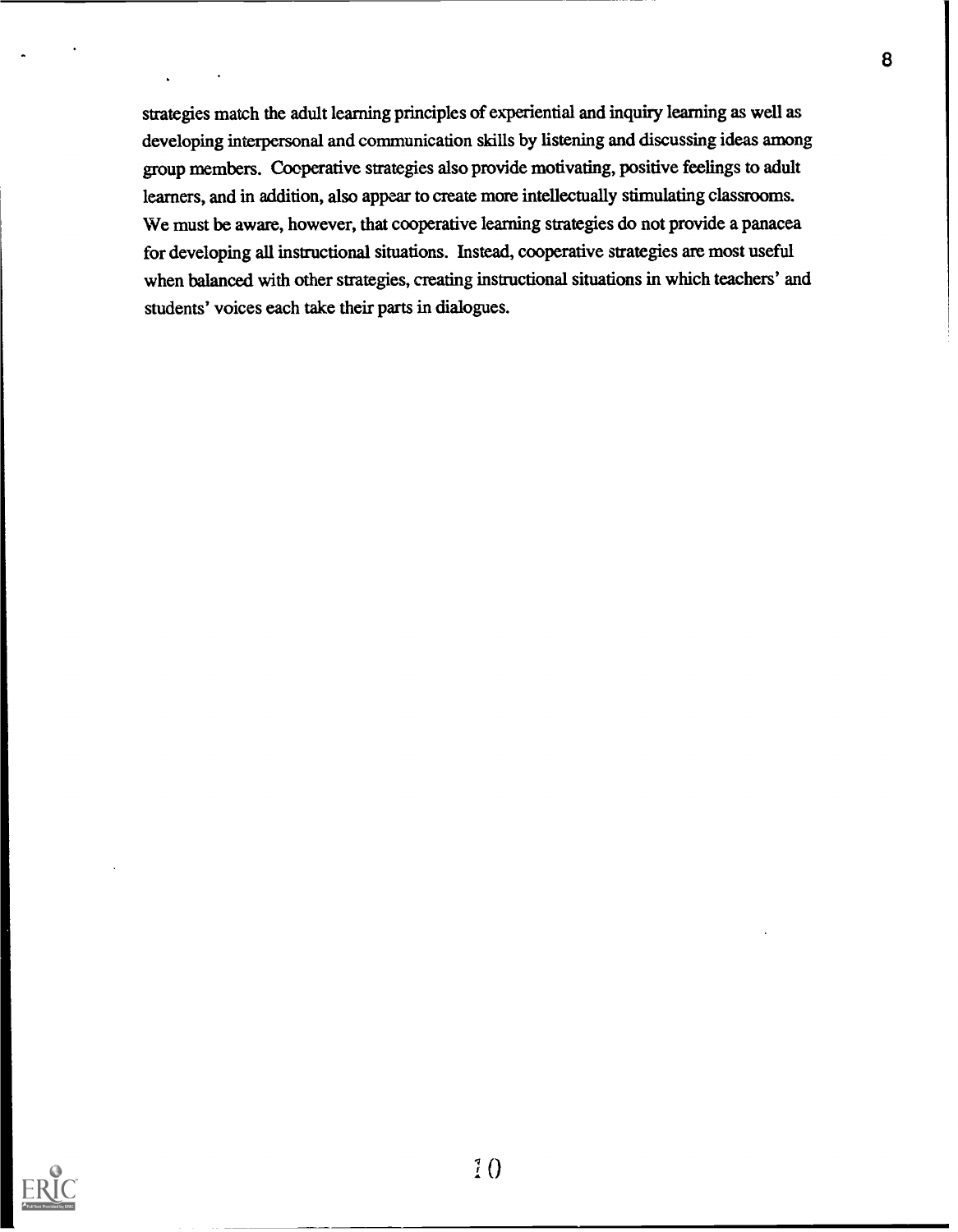strategies match the adult learning principles of experiential and inquiry learning as well as developing interpersonal and communication skills by listening and discussing ideas among group members. Cooperative strategies also provide motivating, positive feelings to adult learners, and in addition, also appear to create more intellectually stimulating classrooms. We must be aware, however, that cooperative learning strategies do not provide a panacea for developing all instructional situations. Instead, cooperative strategies are most useful when balanced with other strategies, creating instructional situations in which teachers' and students' voices each take their parts in dialogues.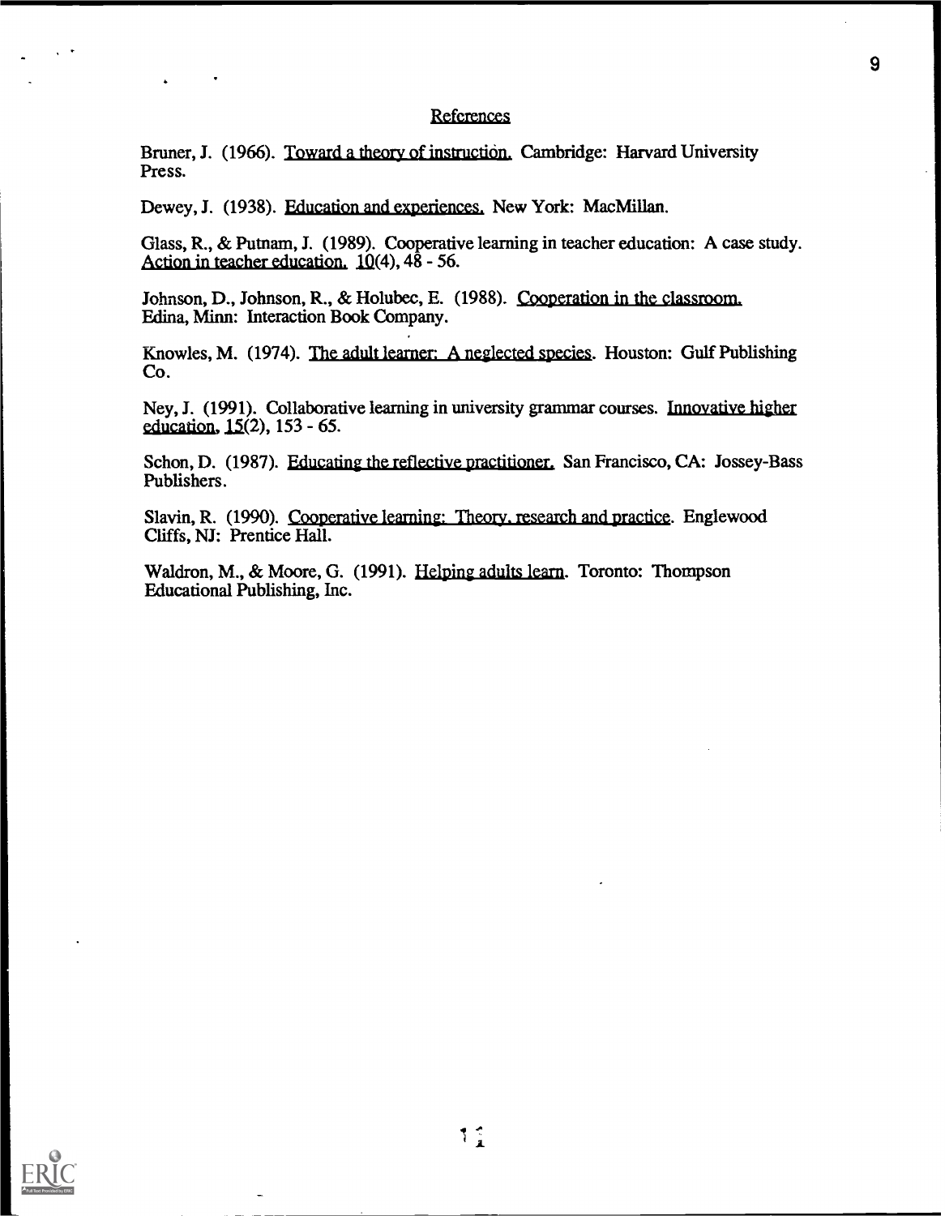## References

Bruner, J. (1966). Toward a theory of instruction. Cambridge: Harvard University Press.

Dewey, J. (1938). Education and experiences. New York: MacMillan.

Glass, R., & Putnam, J. (1989). Cooperative learning in teacher education: A case study. Action in teacher education. 10(4), 48 - 56.

Johnson, D., Johnson, R., & Holubec, E. (1988). Cooperation in the classroom. Edina, Minn: Interaction Book Company.

Knowles, M. (1974). The adult learner: A neglected species. Houston: Gulf Publishing Co.

Ney, J. (1991). Collaborative learning in university grammar courses. Innovative higher education. 15(2), 153 - 65.

Schon, D. (1987). Educating the reflective practitioner. San Francisco, CA: Jossey-Bass Publishers.

Slavin, R. (1990). Cooperative learning: Theory, research and practice. Englewood Cliffs, NJ: Prentice Hall.

Waldron, M., & Moore, G. (1991). Helping adults learn. Toronto: Thompson Educational Publishing, Inc.